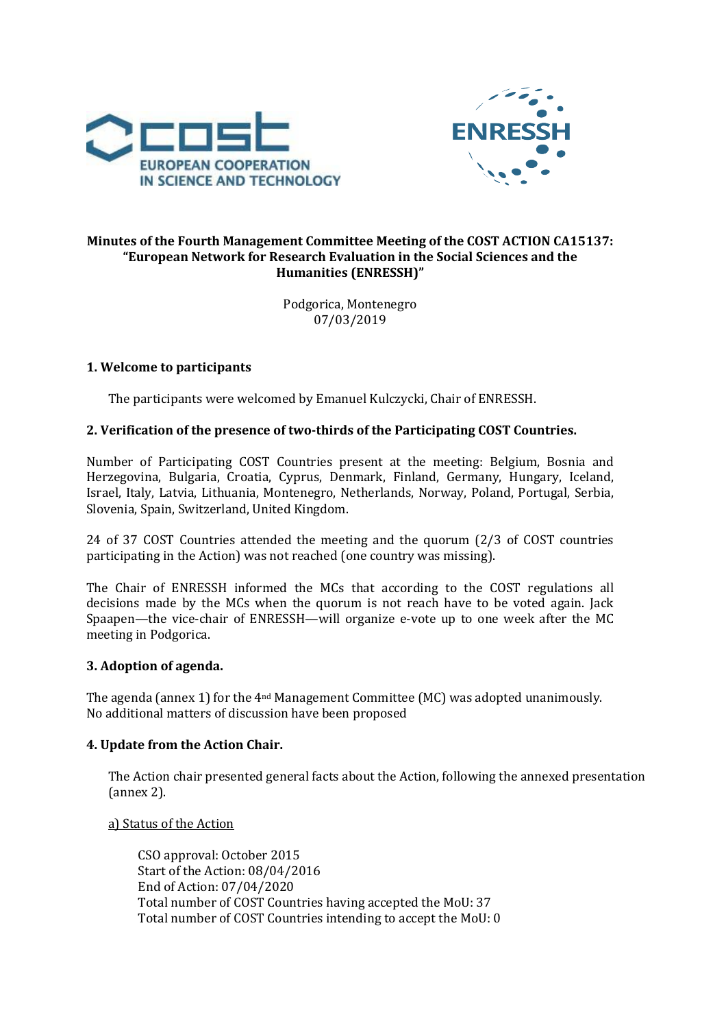**Minutes of the Fourth Management Committee Meeting of the COST ACTION CA15137: "European Network for Research Evaluation in the Social Sciences and the Humanities (ENRESSH)"**

Podgorica, Montenegro
07/03/2019

## 1. Welcome to participants

The participants were welcomed by Emanuel Kulczycki, Chair of ENRESSH.

## 2. Verification of the presence of two-thirds of the Participating COST Countries.

Number of Participating COST Countries present at the meeting: Belgium, Bosnia and Herzegovina, Bulgaria, Croatia, Cyprus, Denmark, Finland, Germany, Hungary, Iceland, Israel, Italy, Latvia, Lithuania, Montenegro, Netherlands, Norway, Poland, Portugal, Serbia, Slovenia, Spain, Switzerland, United Kingdom.

24 of 37 COST Countries attended the meeting and the quorum (2/3 of COST countries participating in the Action) was not reached (one country was missing).

The Chair of ENRESSH informed the MCs that according to the COST regulations all decisions made by the MCs when the quorum is not reach have to be voted again. Jack Spaapen—the vice-chair of ENRESSH—will organize e-vote up to one week after the MC meeting in Podgorica.

## 3. Adoption of agenda.

The agenda (annex 1) for the 4nd Management Committee (MC) was adopted unanimously.
No additional matters of discussion have been proposed

## 4. Update from the Action Chair.

The Action chair presented general facts about the Action, following the annexed presentation (annex 2).

a) Status of the Action

CSO approval: October 2015
Start of the Action: 08/04/2016
End of Action: 07/04/2020
Total number of COST Countries having accepted the MoU: 37
Total number of COST Countries intending to accept the MoU: 0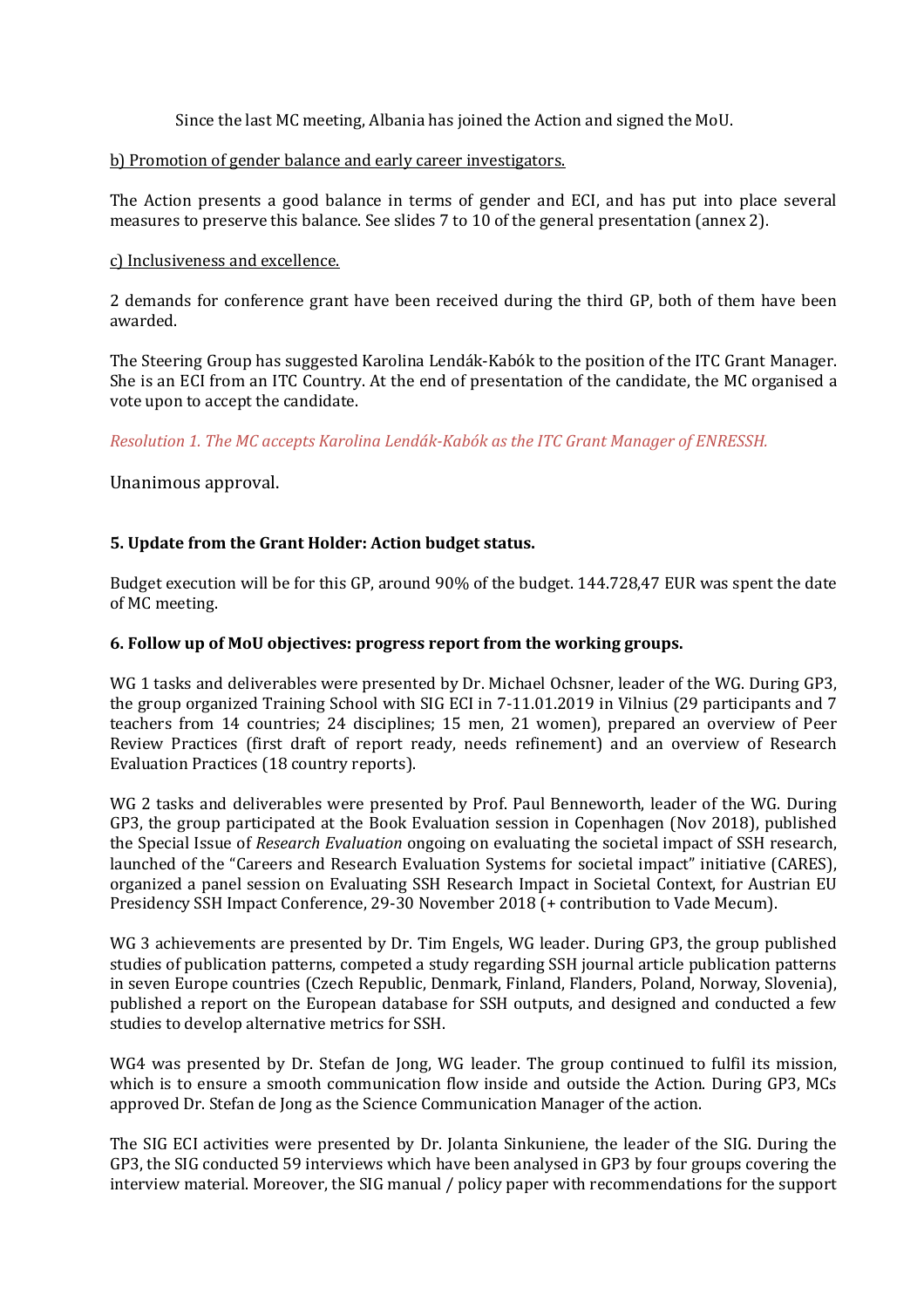Since the last MC meeting, Albania has joined the Action and signed the MoU.

b) Promotion of gender balance and early career investigators.

The Action presents a good balance in terms of gender and ECI, and has put into place several measures to preserve this balance. See slides 7 to 10 of the general presentation (annex 2).

c) Inclusiveness and excellence.

2 demands for conference grant have been received during the third GP, both of them have been awarded.

The Steering Group has suggested Karolina Lendák-Kabók to the position of the ITC Grant Manager. She is an ECI from an ITC Country. At the end of presentation of the candidate, the MC organised a vote upon to accept the candidate.

*Resolution 1. The MC accepts Karolina Lendák-Kabók as the ITC Grant Manager of ENRESSH.*

Unanimous approval.

**5. Update from the Grant Holder: Action budget status.**

Budget execution will be for this GP, around 90% of the budget. 144.728,47 EUR was spent the date of MC meeting.

**6. Follow up of MoU objectives: progress report from the working groups.**

WG 1 tasks and deliverables were presented by Dr. Michael Ochsner, leader of the WG. During GP3, the group organized Training School with SIG ECI in 7-11.01.2019 in Vilnius (29 participants and 7 teachers from 14 countries; 24 disciplines; 15 men, 21 women), prepared an overview of Peer Review Practices (first draft of report ready, needs refinement) and an overview of Research Evaluation Practices (18 country reports).

WG 2 tasks and deliverables were presented by Prof. Paul Benneworth, leader of the WG. During GP3, the group participated at the Book Evaluation session in Copenhagen (Nov 2018), published the Special Issue of *Research Evaluation* ongoing on evaluating the societal impact of SSH research, launched of the "Careers and Research Evaluation Systems for societal impact" initiative (CARES), organized a panel session on Evaluating SSH Research Impact in Societal Context, for Austrian EU Presidency SSH Impact Conference, 29-30 November 2018 (+ contribution to Vade Mecum).

WG 3 achievements are presented by Dr. Tim Engels, WG leader. During GP3, the group published studies of publication patterns, competed a study regarding SSH journal article publication patterns in seven Europe countries (Czech Republic, Denmark, Finland, Flanders, Poland, Norway, Slovenia), published a report on the European database for SSH outputs, and designed and conducted a few studies to develop alternative metrics for SSH.

WG4 was presented by Dr. Stefan de Jong, WG leader. The group continued to fulfil its mission, which is to ensure a smooth communication flow inside and outside the Action. During GP3, MCs approved Dr. Stefan de Jong as the Science Communication Manager of the action.

The SIG ECI activities were presented by Dr. Jolanta Sinkuniene, the leader of the SIG. During the GP3, the SIG conducted 59 interviews which have been analysed in GP3 by four groups covering the interview material. Moreover, the SIG manual / policy paper with recommendations for the support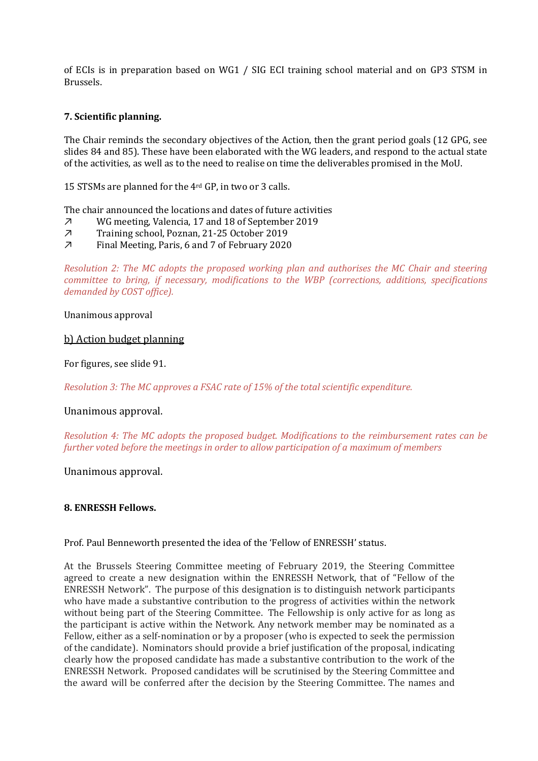of ECIs is in preparation based on WG1 / SIG ECI training school material and on GP3 STSM in Brussels.

**7. Scientific planning.**

The Chair reminds the secondary objectives of the Action, then the grant period goals (12 GPG, see slides 84 and 85). These have been elaborated with the WG leaders, and respond to the actual state of the activities, as well as to the need to realise on time the deliverables promised in the MoU.

15 STSMs are planned for the 4[rd] GP, in two or 3 calls.

The chair announced the locations and dates of future activities

- WG meeting, Valencia, 17 and 18 of September 2019
- Training school, Poznan, 21-25 October 2019
- Final Meeting, Paris, 6 and 7 of February 2020

*Resolution 2: The MC adopts the proposed working plan and authorises the MC Chair and steering committee to bring, if necessary, modifications to the WBP (corrections, additions, specifications demanded by COST office).*

Unanimous approval

b) Action budget planning

For figures, see slide 91.

*Resolution 3: The MC approves a FSAC rate of 15% of the total scientific expenditure.*

Unanimous approval.

*Resolution 4: The MC adopts the proposed budget. Modifications to the reimbursement rates can be further voted before the meetings in order to allow participation of a maximum of members*

Unanimous approval.

**8. ENRESSH Fellows.**

Prof. Paul Benneworth presented the idea of the 'Fellow of ENRESSH' status.

At the Brussels Steering Committee meeting of February 2019, the Steering Committee agreed to create a new designation within the ENRESSH Network, that of "Fellow of the ENRESSH Network". The purpose of this designation is to distinguish network participants who have made a substantive contribution to the progress of activities within the network without being part of the Steering Committee. The Fellowship is only active for as long as the participant is active within the Network. Any network member may be nominated as a Fellow, either as a self-nomination or by a proposer (who is expected to seek the permission of the candidate). Nominators should provide a brief justification of the proposal, indicating clearly how the proposed candidate has made a substantive contribution to the work of the ENRESSH Network. Proposed candidates will be scrutinised by the Steering Committee and the award will be conferred after the decision by the Steering Committee. The names and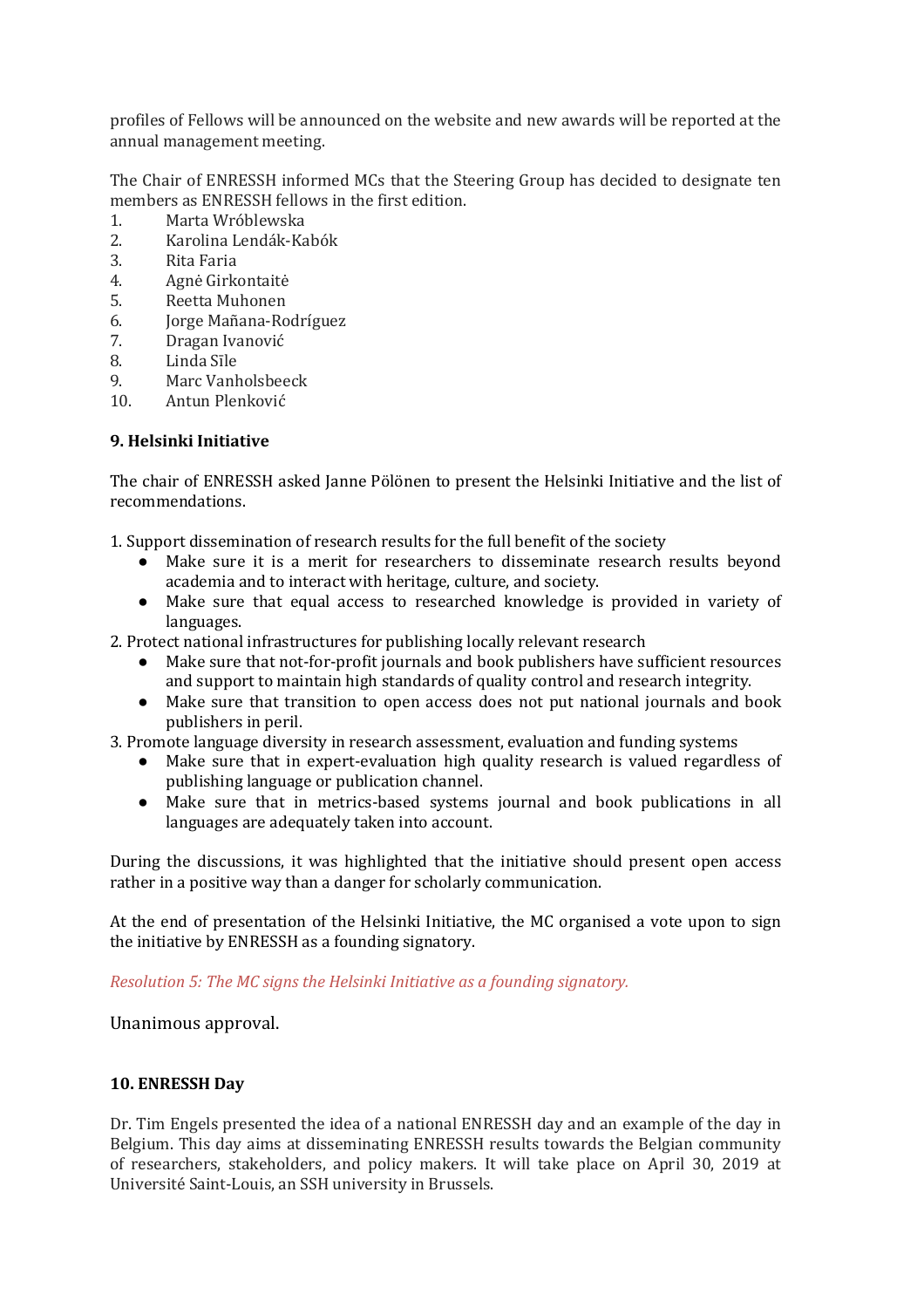profiles of Fellows will be announced on the website and new awards will be reported at the annual management meeting.

The Chair of ENRESSH informed MCs that the Steering Group has decided to designate ten members as ENRESSH fellows in the first edition.

1. Marta Wróblewska
2. Karolina Lendák-Kabók
3. Rita Faria
4. Agnė Girkontaitė
5. Reetta Muhonen
6. Jorge Mañana-Rodríguez
7. Dragan Ivanović
8. Linda Sīle
9. Marc Vanholsbeeck
10. Antun Plenković

### 9. Helsinki Initiative

The chair of ENRESSH asked Janne Pölönen to present the Helsinki Initiative and the list of recommendations.

1. Support dissemination of research results for the full benefit of the society
    - Make sure it is a merit for researchers to disseminate research results beyond academia and to interact with heritage, culture, and society.
    - Make sure that equal access to researched knowledge is provided in variety of languages.
2. Protect national infrastructures for publishing locally relevant research
    - Make sure that not-for-profit journals and book publishers have sufficient resources and support to maintain high standards of quality control and research integrity.
    - Make sure that transition to open access does not put national journals and book publishers in peril.
3. Promote language diversity in research assessment, evaluation and funding systems
    - Make sure that in expert-evaluation high quality research is valued regardless of publishing language or publication channel.
    - Make sure that in metrics-based systems journal and book publications in all languages are adequately taken into account.

During the discussions, it was highlighted that the initiative should present open access rather in a positive way than a danger for scholarly communication.

At the end of presentation of the Helsinki Initiative, the MC organised a vote upon to sign the initiative by ENRESSH as a founding signatory.

*Resolution 5: The MC signs the Helsinki Initiative as a founding signatory.*

Unanimous approval.

### 10. ENRESSH Day

Dr. Tim Engels presented the idea of a national ENRESSH day and an example of the day in Belgium. This day aims at disseminating ENRESSH results towards the Belgian community of researchers, stakeholders, and policy makers. It will take place on April 30, 2019 at Université Saint-Louis, an SSH university in Brussels.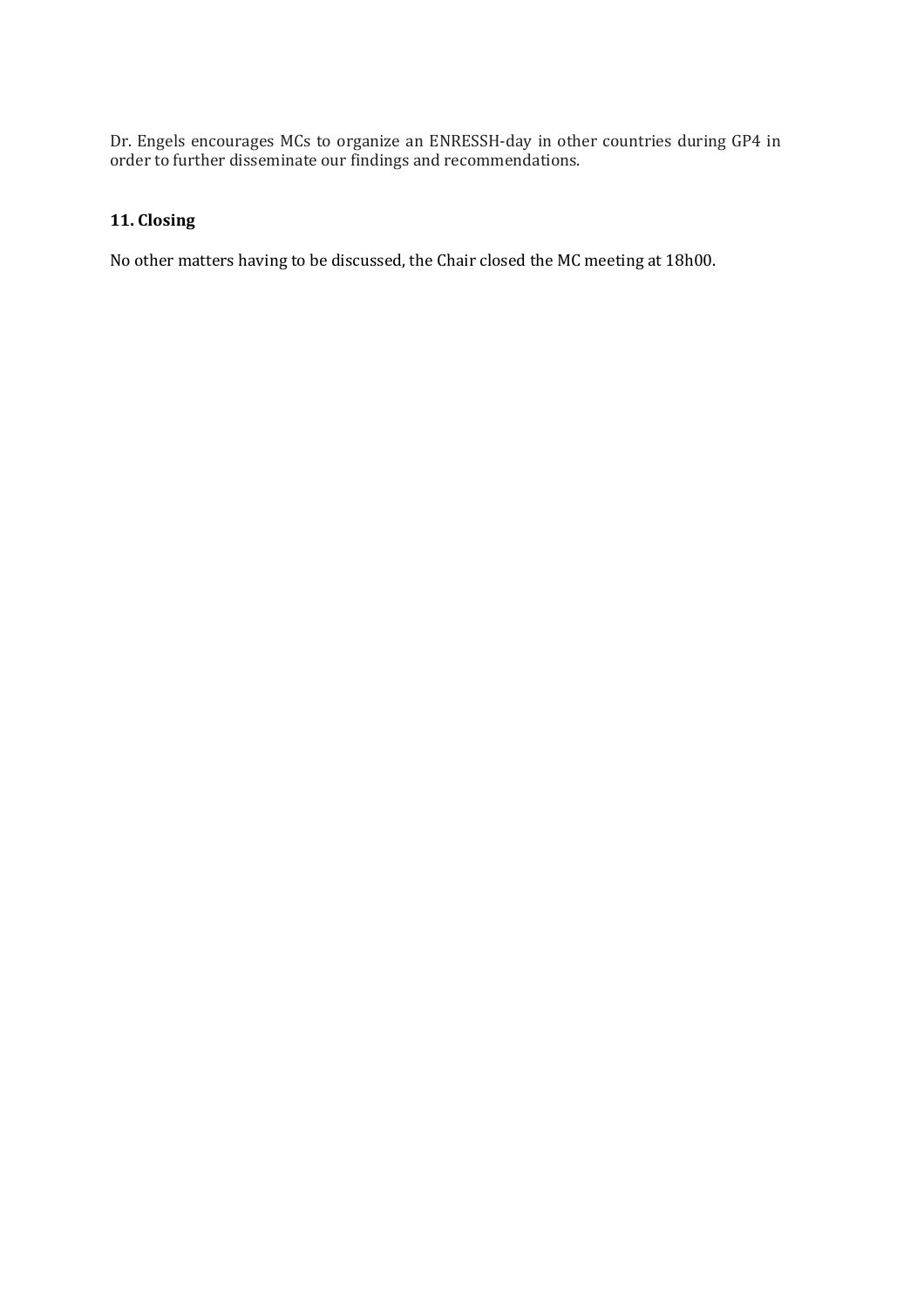Dr. Engels encourages MCs to organize an ENRESSH-day in other countries during GP4 in order to further disseminate our findings and recommendations.

### 11. Closing

No other matters having to be discussed, the Chair closed the MC meeting at 18h00.